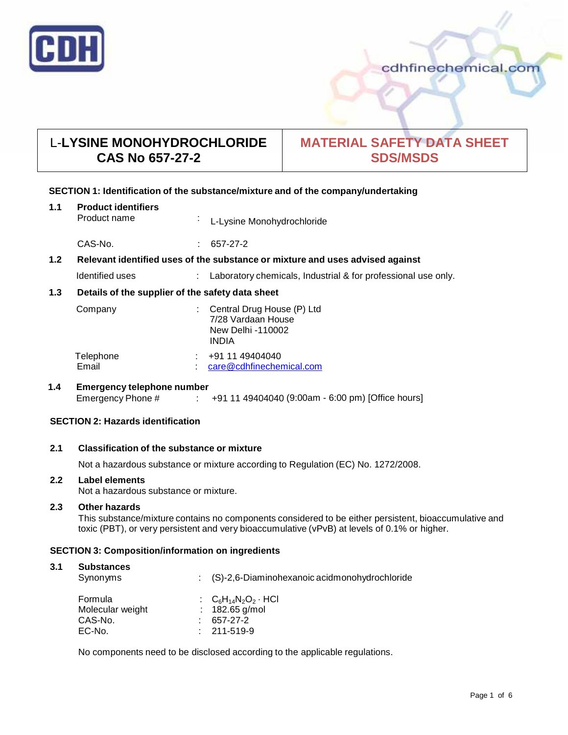CDH

cdhfinechemical.com

# L-LYSINE MONOHYDROCHLORIDE CAS No 657-27-2

# MATERIAL SAFETY DATA SHEET SDS/MSDS

## SECTION 1: Identification of the substance/mixture and of the company/undertaking

### 1.1 Product identifiers

Product name : L-Lysine Monohydrochloride

CAS-No. : 657-27-2

### 1.2 Relevant identified uses of the substance or mixture and uses advised against

Identified uses : Laboratory chemicals, Industrial & for professional use only.

### 1.3 Details of the supplier of the safety data sheet

Company : Central Drug House (P) Ltd
7/28 Vardaan House
New Delhi -110002
INDIA

Telephone : +91 11 49404040
Email : care@cdhfinechemical.com

### 1.4 Emergency telephone number

Emergency Phone # : +91 11 49404040 (9:00am - 6:00 pm) [Office hours]

## SECTION 2: Hazards identification

### 2.1 Classification of the substance or mixture

Not a hazardous substance or mixture according to Regulation (EC) No. 1272/2008.

### 2.2 Label elements

Not a hazardous substance or mixture.

### 2.3 Other hazards

This substance/mixture contains no components considered to be either persistent, bioaccumulative and toxic (PBT), or very persistent and very bioaccumulative (vPvB) at levels of 0.1% or higher.

## SECTION 3: Composition/information on ingredients

### 3.1 Substances

Synonyms : (S)-2,6-Diaminohexanoic acidmonohydrochloride

Formula : $C_6H_{14}N_2O_2 \cdot HCl$
Molecular weight : 182.65 g/mol
CAS-No. : 657-27-2
EC-No. : 211-519-9

No components need to be disclosed according to the applicable regulations.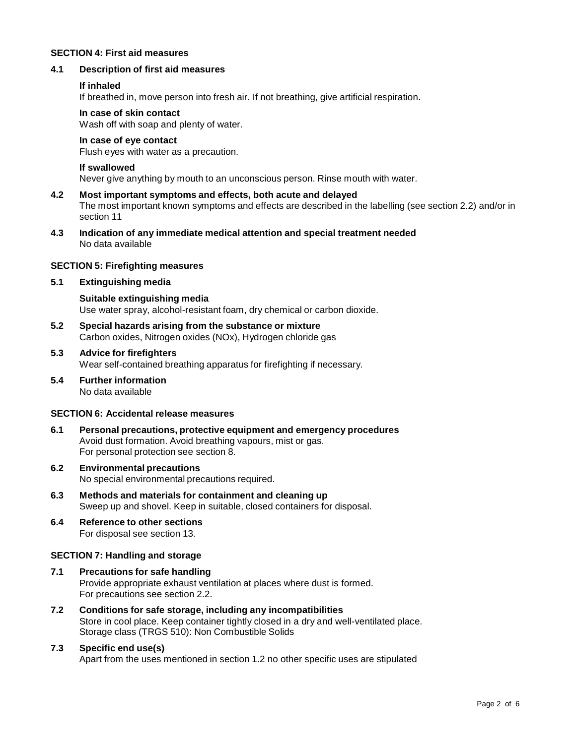## SECTION 4: First aid measures

### 4.1 Description of first aid measures

**If inhaled**

If breathed in, move person into fresh air. If not breathing, give artificial respiration.

**In case of skin contact**

Wash off with soap and plenty of water.

**In case of eye contact**

Flush eyes with water as a precaution.

**If swallowed**

Never give anything by mouth to an unconscious person. Rinse mouth with water.

### 4.2 Most important symptoms and effects, both acute and delayed

The most important known symptoms and effects are described in the labelling (see section 2.2) and/or in section 11

### 4.3 Indication of any immediate medical attention and special treatment needed

No data available

## SECTION 5: Firefighting measures

### 5.1 Extinguishing media

**Suitable extinguishing media**

Use water spray, alcohol-resistant foam, dry chemical or carbon dioxide.

### 5.2 Special hazards arising from the substance or mixture

Carbon oxides, Nitrogen oxides (NOx), Hydrogen chloride gas

### 5.3 Advice for firefighters

Wear self-contained breathing apparatus for firefighting if necessary.

### 5.4 Further information

No data available

## SECTION 6: Accidental release measures

### 6.1 Personal precautions, protective equipment and emergency procedures

Avoid dust formation. Avoid breathing vapours, mist or gas.
For personal protection see section 8.

### 6.2 Environmental precautions

No special environmental precautions required.

### 6.3 Methods and materials for containment and cleaning up

Sweep up and shovel. Keep in suitable, closed containers for disposal.

### 6.4 Reference to other sections

For disposal see section 13.

## SECTION 7: Handling and storage

### 7.1 Precautions for safe handling

Provide appropriate exhaust ventilation at places where dust is formed.
For precautions see section 2.2.

### 7.2 Conditions for safe storage, including any incompatibilities

Store in cool place. Keep container tightly closed in a dry and well-ventilated place.
Storage class (TRGS 510): Non Combustible Solids

### 7.3 Specific end use(s)

Apart from the uses mentioned in section 1.2 no other specific uses are stipulated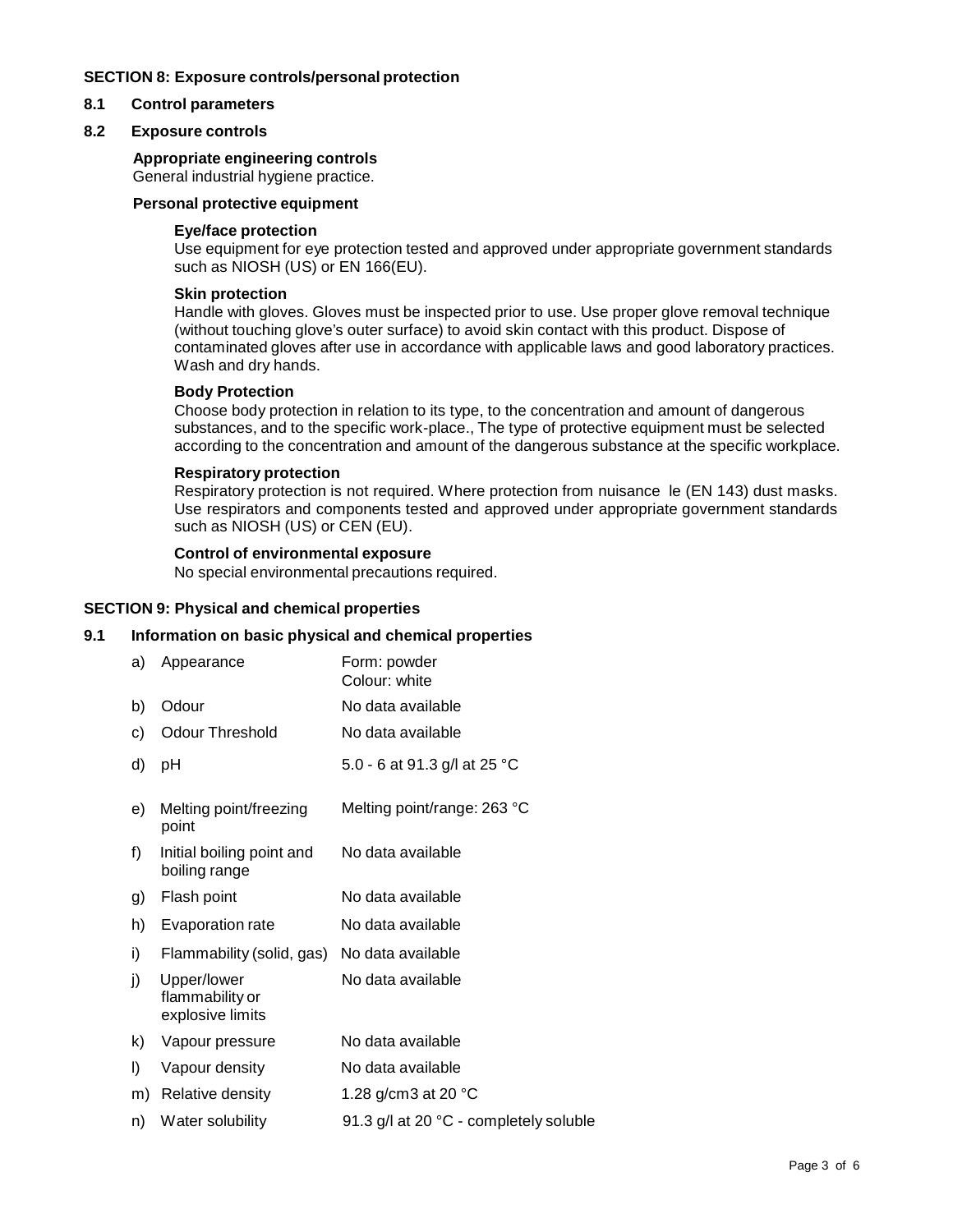## SECTION 8: Exposure controls/personal protection

### 8.1 Control parameters

### 8.2 Exposure controls

**Appropriate engineering controls**
General industrial hygiene practice.

**Personal protective equipment**

**Eye/face protection**
Use equipment for eye protection tested and approved under appropriate government standards such as NIOSH (US) or EN 166(EU).

**Skin protection**
Handle with gloves. Gloves must be inspected prior to use. Use proper glove removal technique (without touching glove's outer surface) to avoid skin contact with this product. Dispose of contaminated gloves after use in accordance with applicable laws and good laboratory practices. Wash and dry hands.

**Body Protection**
Choose body protection in relation to its type, to the concentration and amount of dangerous substances, and to the specific work-place., The type of protective equipment must be selected according to the concentration and amount of the dangerous substance at the specific workplace.

**Respiratory protection**
Respiratory protection is not required. Where protection from nuisance le (EN 143) dust masks. Use respirators and components tested and approved under appropriate government standards such as NIOSH (US) or CEN (EU).

**Control of environmental exposure**
No special environmental precautions required.

## SECTION 9: Physical and chemical properties

### 9.1 Information on basic physical and chemical properties

| | | |
|---|---|---|
| a) | Appearance | Form: powder<br>Colour: white |
| b) | Odour | No data available |
| c) | Odour Threshold | No data available |
| d) | pH | 5.0 - 6 at 91.3 g/l at 25 °C |
| e) | Melting point/freezing point | Melting point/range: 263 °C |
| f) | Initial boiling point and boiling range | No data available |
| g) | Flash point | No data available |
| h) | Evaporation rate | No data available |
| i) | Flammability (solid, gas) | No data available |
| j) | Upper/lower flammability or explosive limits | No data available |
| k) | Vapour pressure | No data available |
| l) | Vapour density | No data available |
| m) | Relative density | 1.28 g/cm3 at 20 °C |
| n) | Water solubility | 91.3 g/l at 20 °C - completely soluble |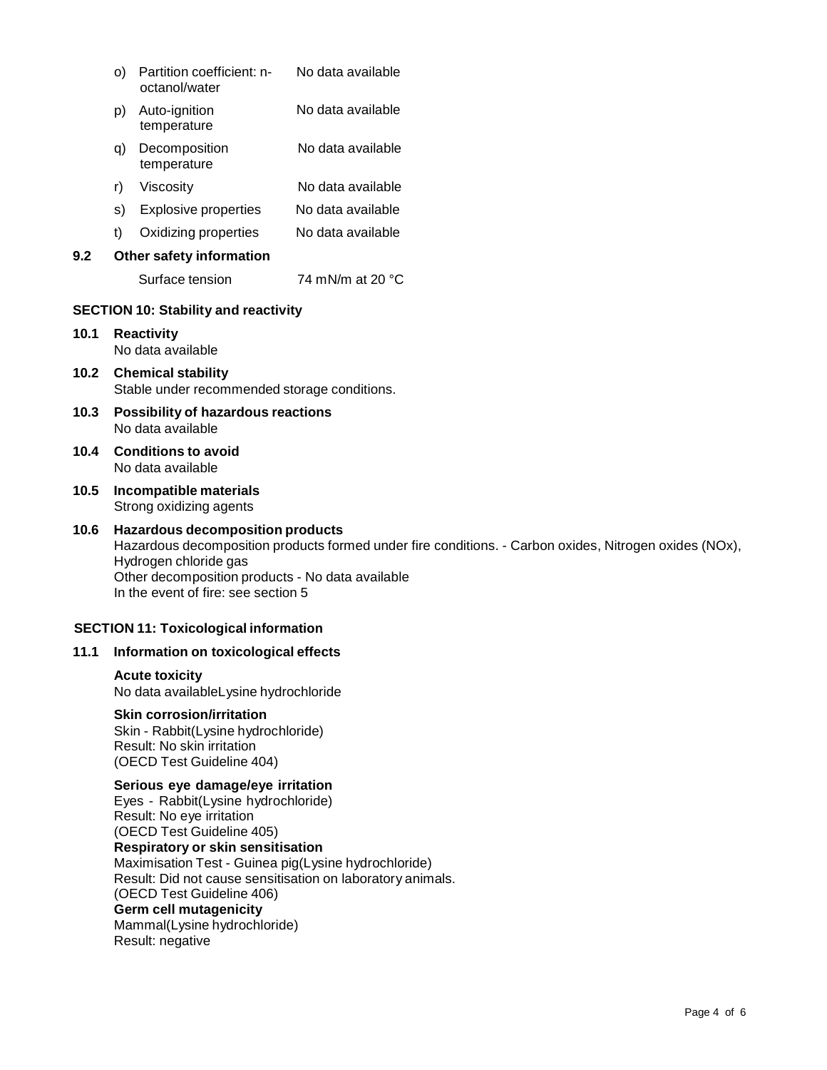| | | |
|---|---|---|
| o) | Partition coefficient: n-octanol/water | No data available |
| p) | Auto-ignition temperature | No data available |
| q) | Decomposition temperature | No data available |
| r) | Viscosity | No data available |
| s) | Explosive properties | No data available |
| t) | Oxidizing properties | No data available |

### 9.2 Other safety information

Surface tension 74 mN/m at 20 °C

## SECTION 10: Stability and reactivity

### 10.1 Reactivity
No data available

### 10.2 Chemical stability
Stable under recommended storage conditions.

### 10.3 Possibility of hazardous reactions
No data available

### 10.4 Conditions to avoid
No data available

### 10.5 Incompatible materials
Strong oxidizing agents

### 10.6 Hazardous decomposition products
Hazardous decomposition products formed under fire conditions. - Carbon oxides, Nitrogen oxides (NOx), Hydrogen chloride gas
Other decomposition products - No data available
In the event of fire: see section 5

## SECTION 11: Toxicological information

### 11.1 Information on toxicological effects

**Acute toxicity**
No data availableLysine hydrochloride

**Skin corrosion/irritation**
Skin - Rabbit(Lysine hydrochloride)
Result: No skin irritation
(OECD Test Guideline 404)

**Serious eye damage/eye irritation**
Eyes - Rabbit(Lysine hydrochloride)
Result: No eye irritation
(OECD Test Guideline 405)

**Respiratory or skin sensitisation**
Maximisation Test - Guinea pig(Lysine hydrochloride)
Result: Did not cause sensitisation on laboratory animals.
(OECD Test Guideline 406)

**Germ cell mutagenicity**
Mammal(Lysine hydrochloride)
Result: negative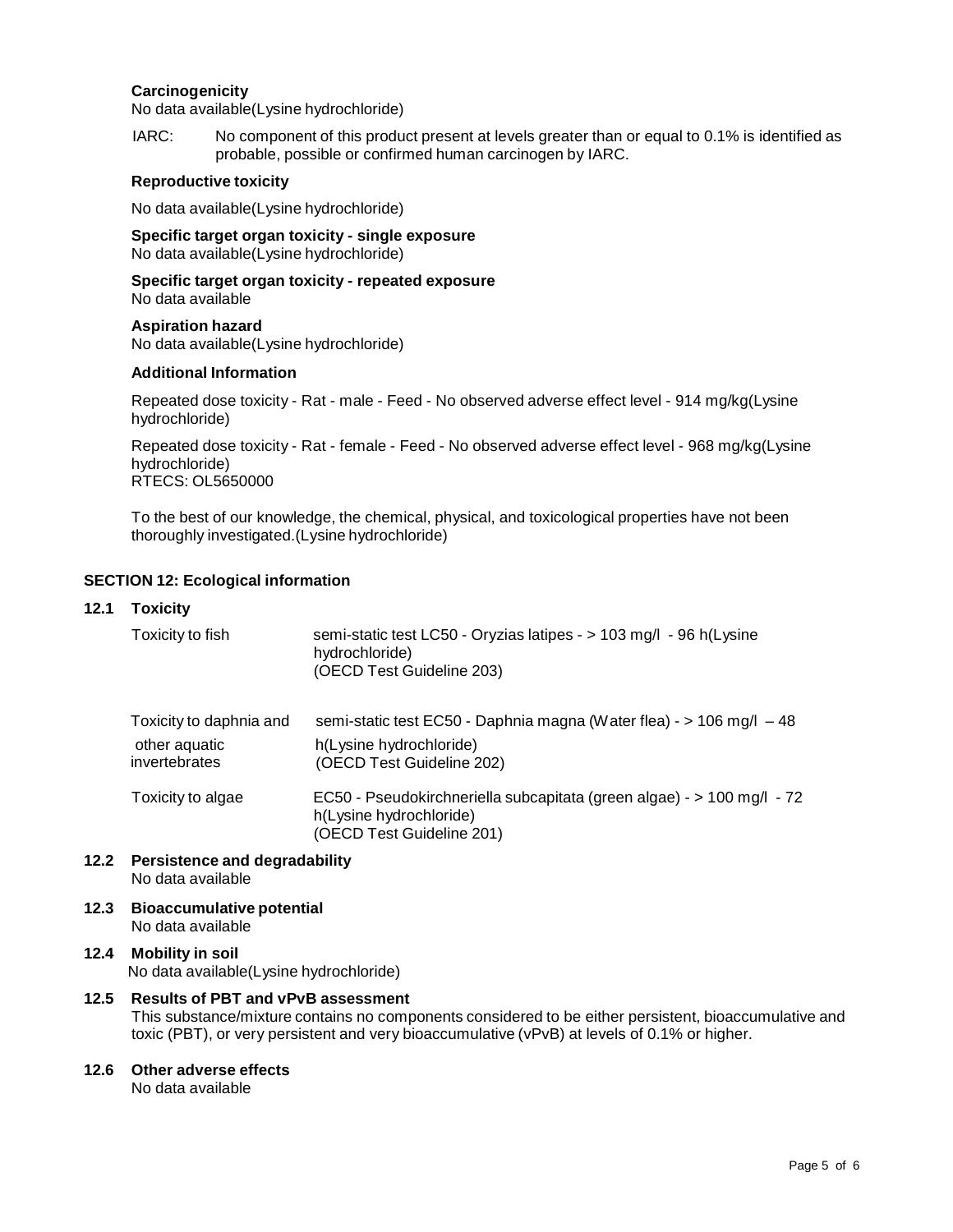**Carcinogenicity**

No data available(Lysine hydrochloride)

IARC: No component of this product present at levels greater than or equal to 0.1% is identified as probable, possible or confirmed human carcinogen by IARC.

**Reproductive toxicity**

No data available(Lysine hydrochloride)

**Specific target organ toxicity - single exposure**

No data available(Lysine hydrochloride)

**Specific target organ toxicity - repeated exposure**

No data available

**Aspiration hazard**

No data available(Lysine hydrochloride)

**Additional Information**

Repeated dose toxicity - Rat - male - Feed - No observed adverse effect level - 914 mg/kg(Lysine hydrochloride)

Repeated dose toxicity - Rat - female - Feed - No observed adverse effect level - 968 mg/kg(Lysine hydrochloride)
RTECS: OL5650000

To the best of our knowledge, the chemical, physical, and toxicological properties have not been thoroughly investigated.(Lysine hydrochloride)

## SECTION 12: Ecological information

### 12.1 Toxicity

| | |
|---|---|
| Toxicity to fish | semi-static test LC50 - Oryzias latipes - > 103 mg/l - 96 h(Lysine hydrochloride) (OECD Test Guideline 203) |
| Toxicity to daphnia and other aquatic invertebrates | semi-static test EC50 - Daphnia magna (Water flea) - > 106 mg/l – 48 h(Lysine hydrochloride) (OECD Test Guideline 202) |
| Toxicity to algae | EC50 - Pseudokirchneriella subcapitata (green algae) - > 100 mg/l - 72 h(Lysine hydrochloride) (OECD Test Guideline 201) |

### 12.2 Persistence and degradability

No data available

### 12.3 Bioaccumulative potential

No data available

### 12.4 Mobility in soil

No data available(Lysine hydrochloride)

### 12.5 Results of PBT and vPvB assessment

This substance/mixture contains no components considered to be either persistent, bioaccumulative and toxic (PBT), or very persistent and very bioaccumulative (vPvB) at levels of 0.1% or higher.

### 12.6 Other adverse effects

No data available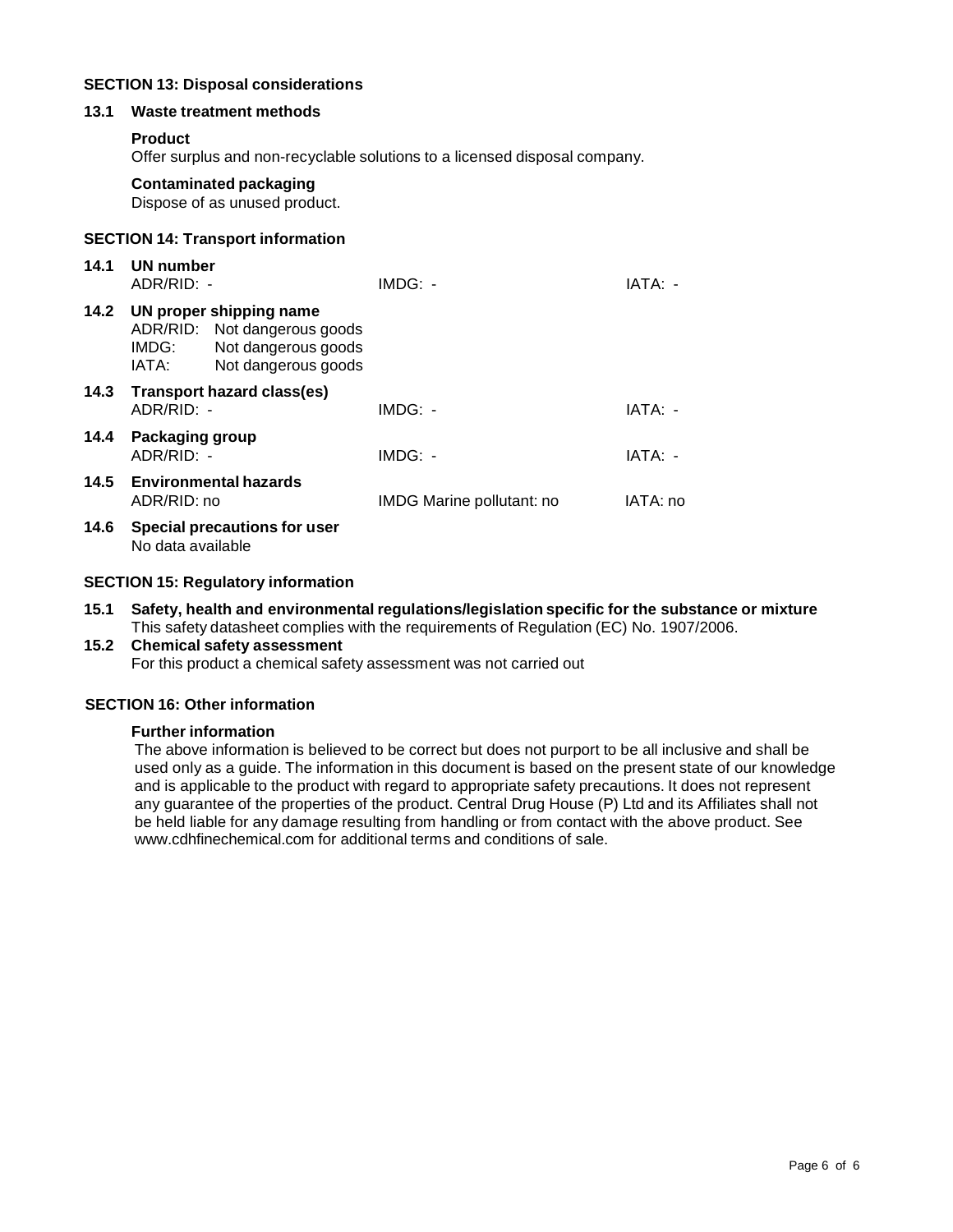## SECTION 13: Disposal considerations

### 13.1 Waste treatment methods

**Product**

Offer surplus and non-recyclable solutions to a licensed disposal company.

**Contaminated packaging**

Dispose of as unused product.

## SECTION 14: Transport information

**14.1 UN number**

| | | |
|---|---|---|
| ADR/RID: - | IMDG: - | IATA: - |

**14.2 UN proper shipping name**

ADR/RID: Not dangerous goods
IMDG: Not dangerous goods
IATA: Not dangerous goods

**14.3 Transport hazard class(es)**

| | | |
|---|---|---|
| ADR/RID: - | IMDG: - | IATA: - |

**14.4 Packaging group**

| | | |
|---|---|---|
| ADR/RID: - | IMDG: - | IATA: - |

**14.5 Environmental hazards**

| | | |
|---|---|---|
| ADR/RID: no | IMDG Marine pollutant: no | IATA: no |

**14.6 Special precautions for user**

No data available

## SECTION 15: Regulatory information

**15.1 Safety, health and environmental regulations/legislation specific for the substance or mixture**

This safety datasheet complies with the requirements of Regulation (EC) No. 1907/2006.

**15.2 Chemical safety assessment**

For this product a chemical safety assessment was not carried out

## SECTION 16: Other information

**Further information**

The above information is believed to be correct but does not purport to be all inclusive and shall be used only as a guide. The information in this document is based on the present state of our knowledge and is applicable to the product with regard to appropriate safety precautions. It does not represent any guarantee of the properties of the product. Central Drug House (P) Ltd and its Affiliates shall not be held liable for any damage resulting from handling or from contact with the above product. See www.cdhfinechemical.com for additional terms and conditions of sale.